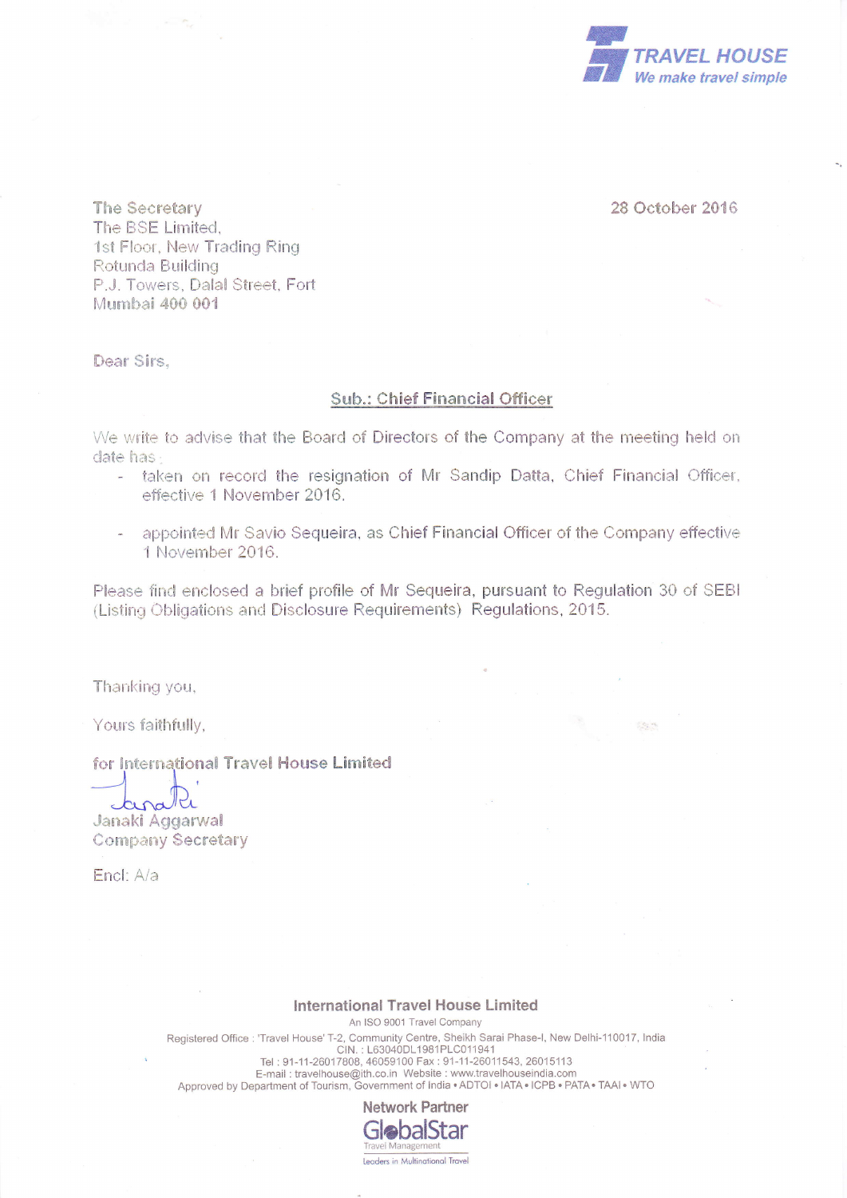**TRAVEL HOUSE**
*We make travel simple*

28 October 2016

The Secretary
The BSE Limited,
1st Floor, New Trading Ring
Rotunda Building
P.J. Towers, Dalal Street, Fort
Mumbai 400 001

Dear Sirs,

**Sub.: Chief Financial Officer**

We write to advise that the Board of Directors of the Company at the meeting held on date has :

- taken on record the resignation of Mr Sandip Datta, Chief Financial Officer, effective 1 November 2016.
- appointed Mr Savio Sequeira, as Chief Financial Officer of the Company effective 1 November 2016.

Please find enclosed a brief profile of Mr Sequeira, pursuant to Regulation 30 of SEBI (Listing Obligations and Disclosure Requirements) Regulations, 2015.

Thanking you,

Yours faithfully,

for International Travel House Limited

Janaki Aggarwal
Company Secretary

Encl: A/a

**International Travel House Limited**
An ISO 9001 Travel Company
Registered Office : 'Travel House' T-2, Community Centre, Sheikh Sarai Phase-I, New Delhi-110017, India
CIN. : L63040DL1981PLC011941
Tel : 91-11-26017808, 46059100 Fax : 91-11-26011543, 26015113
E-mail : travelhouse@ith.co.in Website : www.travelhouseindia.com
Approved by Department of Tourism, Government of India • ADTOI • IATA • ICPB • PATA • TAAI • WTO

Network Partner
GlobalStar
Travel Management
Leaders in Multinational Travel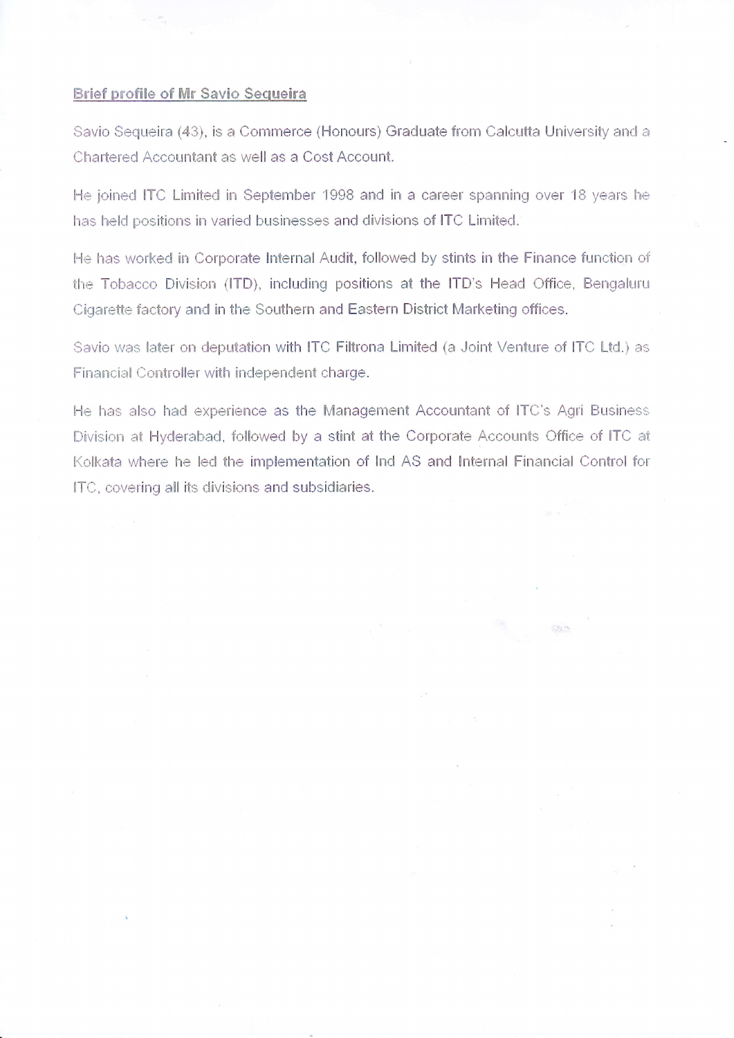**<u>Brief profile of Mr Savio Sequeira</u>**

Savio Sequeira (43), is a Commerce (Honours) Graduate from Calcutta University and a Chartered Accountant as well as a Cost Account.

He joined ITC Limited in September 1998 and in a career spanning over 18 years he has held positions in varied businesses and divisions of ITC Limited.

He has worked in Corporate Internal Audit, followed by stints in the Finance function of the Tobacco Division (ITD), including positions at the ITD's Head Office, Bengaluru Cigarette factory and in the Southern and Eastern District Marketing offices.

Savio was later on deputation with ITC Filtrona Limited (a Joint Venture of ITC Ltd.) as Financial Controller with independent charge.

He has also had experience as the Management Accountant of ITC's Agri Business Division at Hyderabad, followed by a stint at the Corporate Accounts Office of ITC at Kolkata where he led the implementation of Ind AS and Internal Financial Control for ITC, covering all its divisions and subsidiaries.